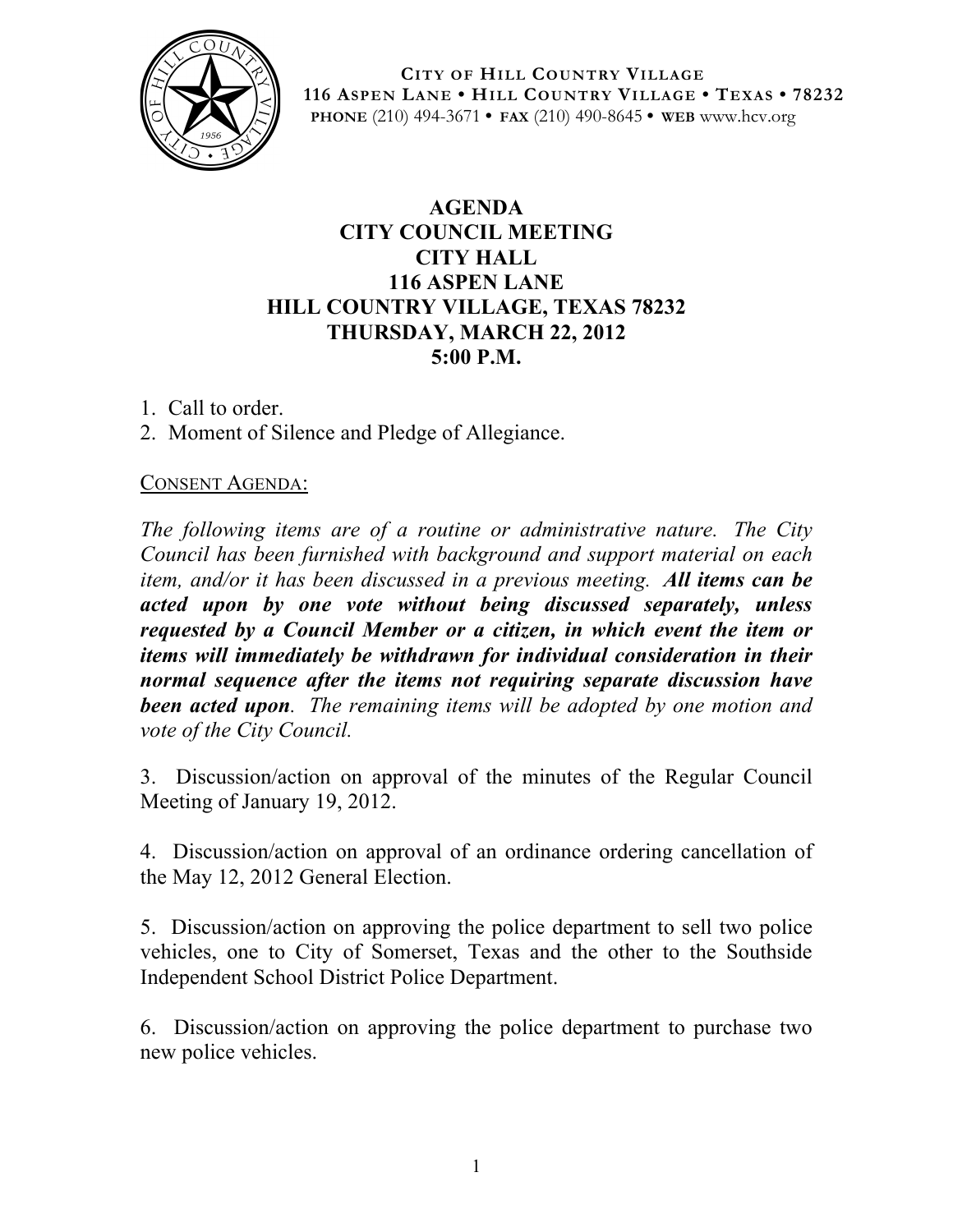CITY OF HILL COUNTRY VILLAGE
116 ASPEN LANE • HILL COUNTRY VILLAGE • TEXAS • 78232
PHONE (210) 494-3671 • FAX (210) 490-8645 • WEB www.hcv.org

# AGENDA
# CITY COUNCIL MEETING
# CITY HALL
# 116 ASPEN LANE
# HILL COUNTRY VILLAGE, TEXAS 78232
# THURSDAY, MARCH 22, 2012
# 5:00 P.M.

1. Call to order.
2. Moment of Silence and Pledge of Allegiance.

CONSENT AGENDA:

*The following items are of a routine or administrative nature. The City Council has been furnished with background and support material on each item, and/or it has been discussed in a previous meeting.* ***All items can be acted upon by one vote without being discussed separately, unless requested by a Council Member or a citizen, in which event the item or items will immediately be withdrawn for individual consideration in their normal sequence after the items not requiring separate discussion have been acted upon****. The remaining items will be adopted by one motion and vote of the City Council.*

3. Discussion/action on approval of the minutes of the Regular Council Meeting of January 19, 2012.

4. Discussion/action on approval of an ordinance ordering cancellation of the May 12, 2012 General Election.

5. Discussion/action on approving the police department to sell two police vehicles, one to City of Somerset, Texas and the other to the Southside Independent School District Police Department.

6. Discussion/action on approving the police department to purchase two new police vehicles.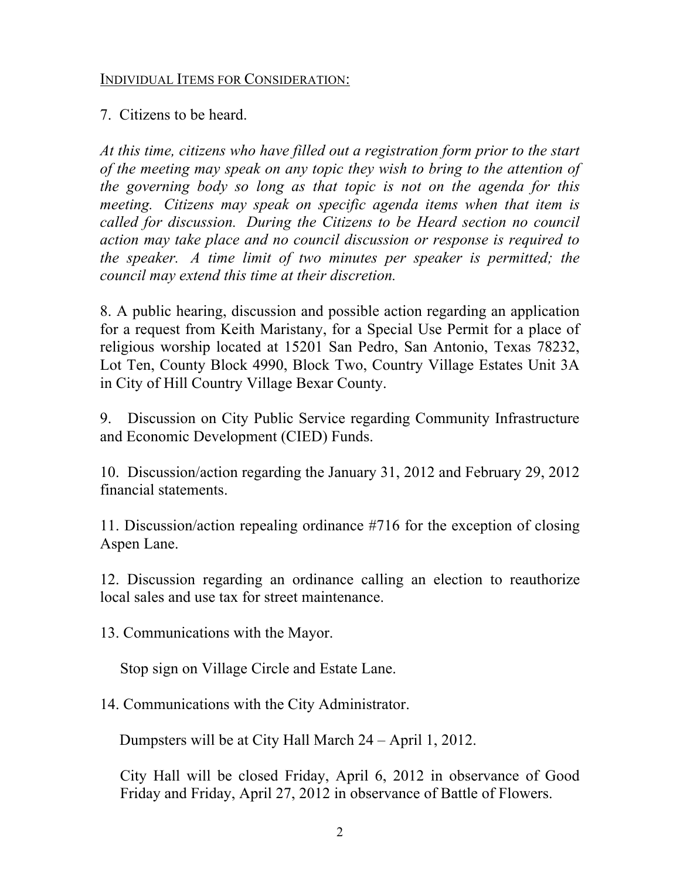INDIVIDUAL ITEMS FOR CONSIDERATION:

7. Citizens to be heard.

*At this time, citizens who have filled out a registration form prior to the start of the meeting may speak on any topic they wish to bring to the attention of the governing body so long as that topic is not on the agenda for this meeting. Citizens may speak on specific agenda items when that item is called for discussion. During the Citizens to be Heard section no council action may take place and no council discussion or response is required to the speaker. A time limit of two minutes per speaker is permitted; the council may extend this time at their discretion.*

8. A public hearing, discussion and possible action regarding an application for a request from Keith Maristany, for a Special Use Permit for a place of religious worship located at 15201 San Pedro, San Antonio, Texas 78232, Lot Ten, County Block 4990, Block Two, Country Village Estates Unit 3A in City of Hill Country Village Bexar County.

9. Discussion on City Public Service regarding Community Infrastructure and Economic Development (CIED) Funds.

10. Discussion/action regarding the January 31, 2012 and February 29, 2012 financial statements.

11. Discussion/action repealing ordinance #716 for the exception of closing Aspen Lane.

12. Discussion regarding an ordinance calling an election to reauthorize local sales and use tax for street maintenance.

13. Communications with the Mayor.

Stop sign on Village Circle and Estate Lane.

14. Communications with the City Administrator.

Dumpsters will be at City Hall March 24 – April 1, 2012.

City Hall will be closed Friday, April 6, 2012 in observance of Good Friday and Friday, April 27, 2012 in observance of Battle of Flowers.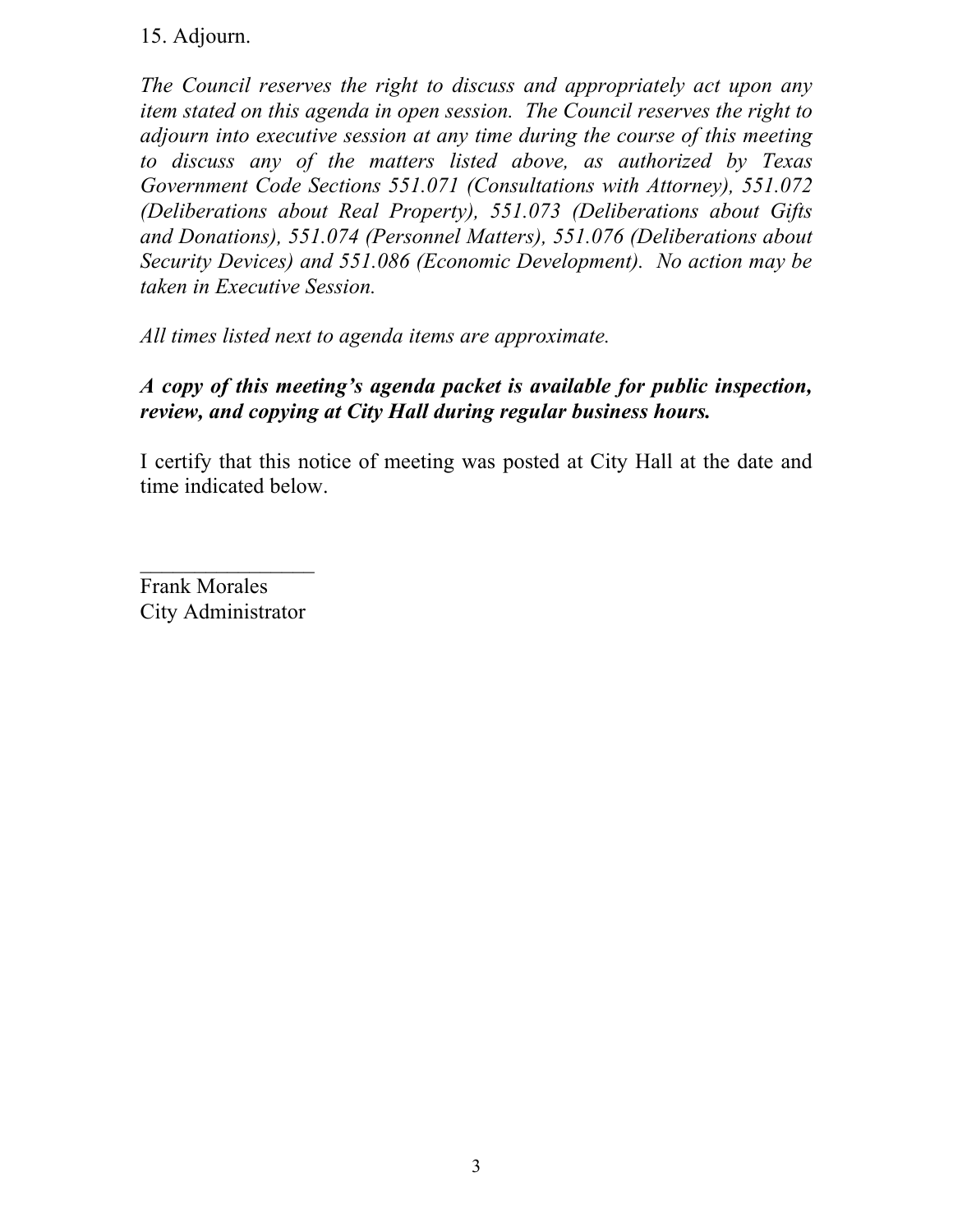15. Adjourn.

*The Council reserves the right to discuss and appropriately act upon any item stated on this agenda in open session. The Council reserves the right to adjourn into executive session at any time during the course of this meeting to discuss any of the matters listed above, as authorized by Texas Government Code Sections 551.071 (Consultations with Attorney), 551.072 (Deliberations about Real Property), 551.073 (Deliberations about Gifts and Donations), 551.074 (Personnel Matters), 551.076 (Deliberations about Security Devices) and 551.086 (Economic Development). No action may be taken in Executive Session.*

*All times listed next to agenda items are approximate.*

***A copy of this meeting's agenda packet is available for public inspection, review, and copying at City Hall during regular business hours.***

I certify that this notice of meeting was posted at City Hall at the date and time indicated below.

________________
Frank Morales
City Administrator